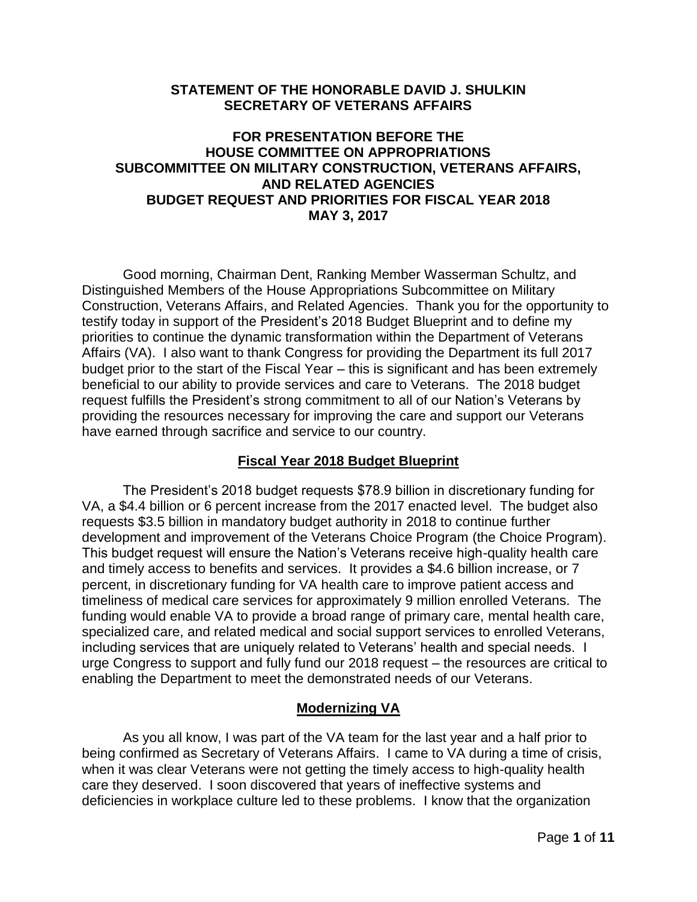**STATEMENT OF THE HONORABLE DAVID J. SHULKIN**
**SECRETARY OF VETERANS AFFAIRS**

**FOR PRESENTATION BEFORE THE**
**HOUSE COMMITTEE ON APPROPRIATIONS**
**SUBCOMMITTEE ON MILITARY CONSTRUCTION, VETERANS AFFAIRS, AND RELATED AGENCIES**
**BUDGET REQUEST AND PRIORITIES FOR FISCAL YEAR 2018**
**MAY 3, 2017**

Good morning, Chairman Dent, Ranking Member Wasserman Schultz, and Distinguished Members of the House Appropriations Subcommittee on Military Construction, Veterans Affairs, and Related Agencies. Thank you for the opportunity to testify today in support of the President's 2018 Budget Blueprint and to define my priorities to continue the dynamic transformation within the Department of Veterans Affairs (VA). I also want to thank Congress for providing the Department its full 2017 budget prior to the start of the Fiscal Year – this is significant and has been extremely beneficial to our ability to provide services and care to Veterans. The 2018 budget request fulfills the President's strong commitment to all of our Nation's Veterans by providing the resources necessary for improving the care and support our Veterans have earned through sacrifice and service to our country.

## Fiscal Year 2018 Budget Blueprint

The President's 2018 budget requests $78.9 billion in discretionary funding for VA, a $4.4 billion or 6 percent increase from the 2017 enacted level. The budget also requests $3.5 billion in mandatory budget authority in 2018 to continue further development and improvement of the Veterans Choice Program (the Choice Program). This budget request will ensure the Nation's Veterans receive high-quality health care and timely access to benefits and services. It provides a $4.6 billion increase, or 7 percent, in discretionary funding for VA health care to improve patient access and timeliness of medical care services for approximately 9 million enrolled Veterans. The funding would enable VA to provide a broad range of primary care, mental health care, specialized care, and related medical and social support services to enrolled Veterans, including services that are uniquely related to Veterans' health and special needs. I urge Congress to support and fully fund our 2018 request – the resources are critical to enabling the Department to meet the demonstrated needs of our Veterans.

## Modernizing VA

As you all know, I was part of the VA team for the last year and a half prior to being confirmed as Secretary of Veterans Affairs. I came to VA during a time of crisis, when it was clear Veterans were not getting the timely access to high-quality health care they deserved. I soon discovered that years of ineffective systems and deficiencies in workplace culture led to these problems. I know that the organization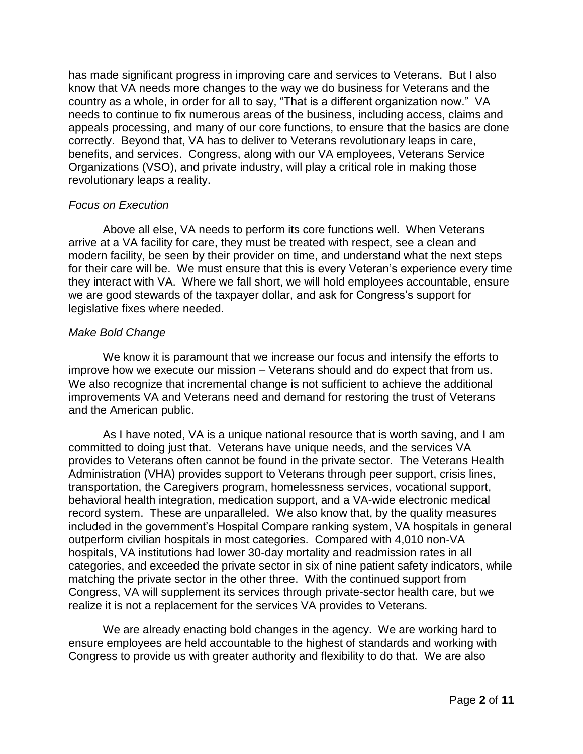has made significant progress in improving care and services to Veterans. But I also know that VA needs more changes to the way we do business for Veterans and the country as a whole, in order for all to say, "That is a different organization now." VA needs to continue to fix numerous areas of the business, including access, claims and appeals processing, and many of our core functions, to ensure that the basics are done correctly. Beyond that, VA has to deliver to Veterans revolutionary leaps in care, benefits, and services. Congress, along with our VA employees, Veterans Service Organizations (VSO), and private industry, will play a critical role in making those revolutionary leaps a reality.

*Focus on Execution*

Above all else, VA needs to perform its core functions well. When Veterans arrive at a VA facility for care, they must be treated with respect, see a clean and modern facility, be seen by their provider on time, and understand what the next steps for their care will be. We must ensure that this is every Veteran's experience every time they interact with VA. Where we fall short, we will hold employees accountable, ensure we are good stewards of the taxpayer dollar, and ask for Congress's support for legislative fixes where needed.

*Make Bold Change*

We know it is paramount that we increase our focus and intensify the efforts to improve how we execute our mission – Veterans should and do expect that from us. We also recognize that incremental change is not sufficient to achieve the additional improvements VA and Veterans need and demand for restoring the trust of Veterans and the American public.

As I have noted, VA is a unique national resource that is worth saving, and I am committed to doing just that. Veterans have unique needs, and the services VA provides to Veterans often cannot be found in the private sector. The Veterans Health Administration (VHA) provides support to Veterans through peer support, crisis lines, transportation, the Caregivers program, homelessness services, vocational support, behavioral health integration, medication support, and a VA-wide electronic medical record system. These are unparalleled. We also know that, by the quality measures included in the government's Hospital Compare ranking system, VA hospitals in general outperform civilian hospitals in most categories. Compared with 4,010 non-VA hospitals, VA institutions had lower 30-day mortality and readmission rates in all categories, and exceeded the private sector in six of nine patient safety indicators, while matching the private sector in the other three. With the continued support from Congress, VA will supplement its services through private-sector health care, but we realize it is not a replacement for the services VA provides to Veterans.

We are already enacting bold changes in the agency. We are working hard to ensure employees are held accountable to the highest of standards and working with Congress to provide us with greater authority and flexibility to do that. We are also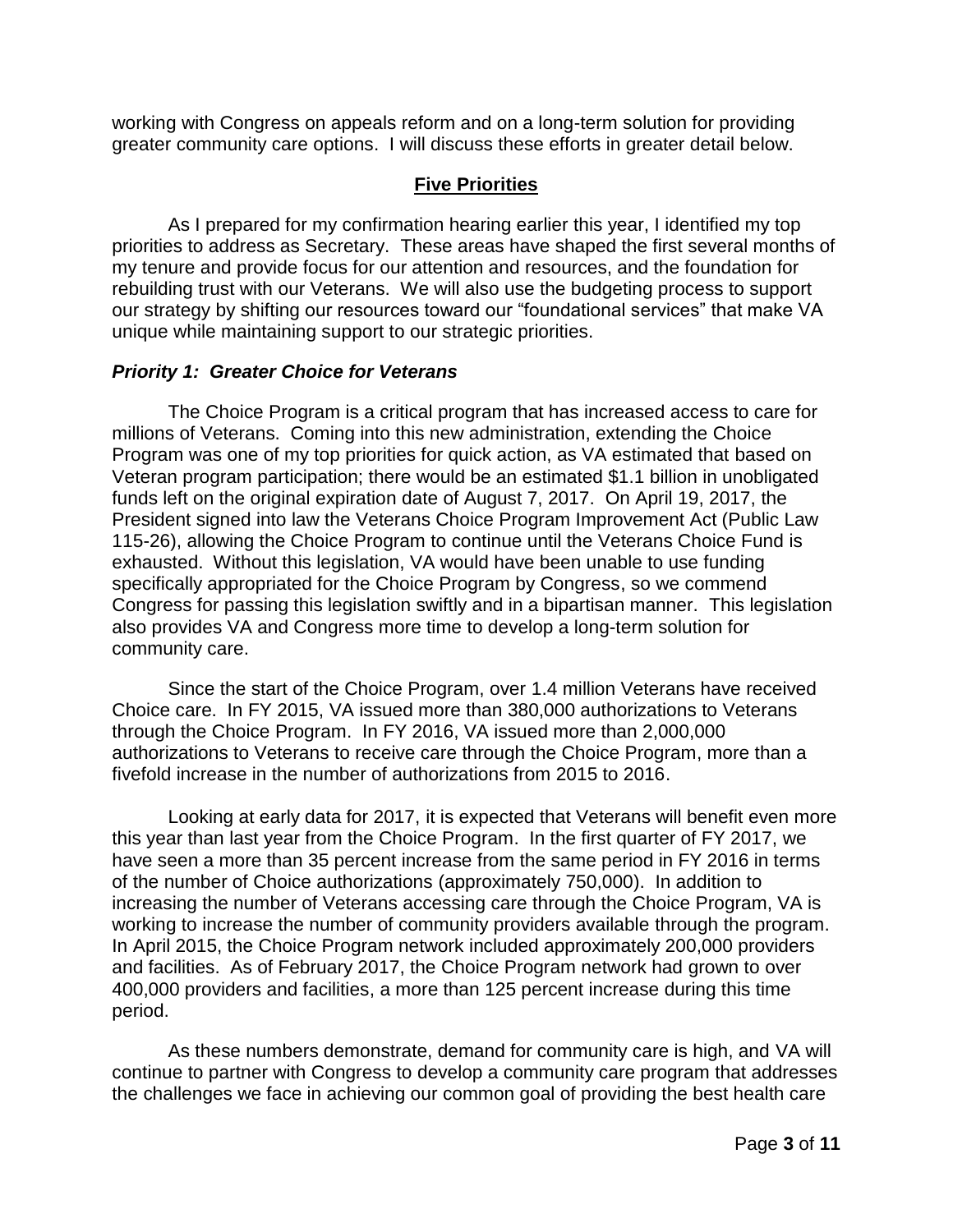working with Congress on appeals reform and on a long-term solution for providing greater community care options. I will discuss these efforts in greater detail below.

## Five Priorities

As I prepared for my confirmation hearing earlier this year, I identified my top priorities to address as Secretary. These areas have shaped the first several months of my tenure and provide focus for our attention and resources, and the foundation for rebuilding trust with our Veterans. We will also use the budgeting process to support our strategy by shifting our resources toward our "foundational services" that make VA unique while maintaining support to our strategic priorities.

### *Priority 1: Greater Choice for Veterans*

The Choice Program is a critical program that has increased access to care for millions of Veterans. Coming into this new administration, extending the Choice Program was one of my top priorities for quick action, as VA estimated that based on Veteran program participation; there would be an estimated $1.1 billion in unobligated funds left on the original expiration date of August 7, 2017. On April 19, 2017, the President signed into law the Veterans Choice Program Improvement Act (Public Law 115-26), allowing the Choice Program to continue until the Veterans Choice Fund is exhausted. Without this legislation, VA would have been unable to use funding specifically appropriated for the Choice Program by Congress, so we commend Congress for passing this legislation swiftly and in a bipartisan manner. This legislation also provides VA and Congress more time to develop a long-term solution for community care.

Since the start of the Choice Program, over 1.4 million Veterans have received Choice care. In FY 2015, VA issued more than 380,000 authorizations to Veterans through the Choice Program. In FY 2016, VA issued more than 2,000,000 authorizations to Veterans to receive care through the Choice Program, more than a fivefold increase in the number of authorizations from 2015 to 2016.

Looking at early data for 2017, it is expected that Veterans will benefit even more this year than last year from the Choice Program. In the first quarter of FY 2017, we have seen a more than 35 percent increase from the same period in FY 2016 in terms of the number of Choice authorizations (approximately 750,000). In addition to increasing the number of Veterans accessing care through the Choice Program, VA is working to increase the number of community providers available through the program. In April 2015, the Choice Program network included approximately 200,000 providers and facilities. As of February 2017, the Choice Program network had grown to over 400,000 providers and facilities, a more than 125 percent increase during this time period.

As these numbers demonstrate, demand for community care is high, and VA will continue to partner with Congress to develop a community care program that addresses the challenges we face in achieving our common goal of providing the best health care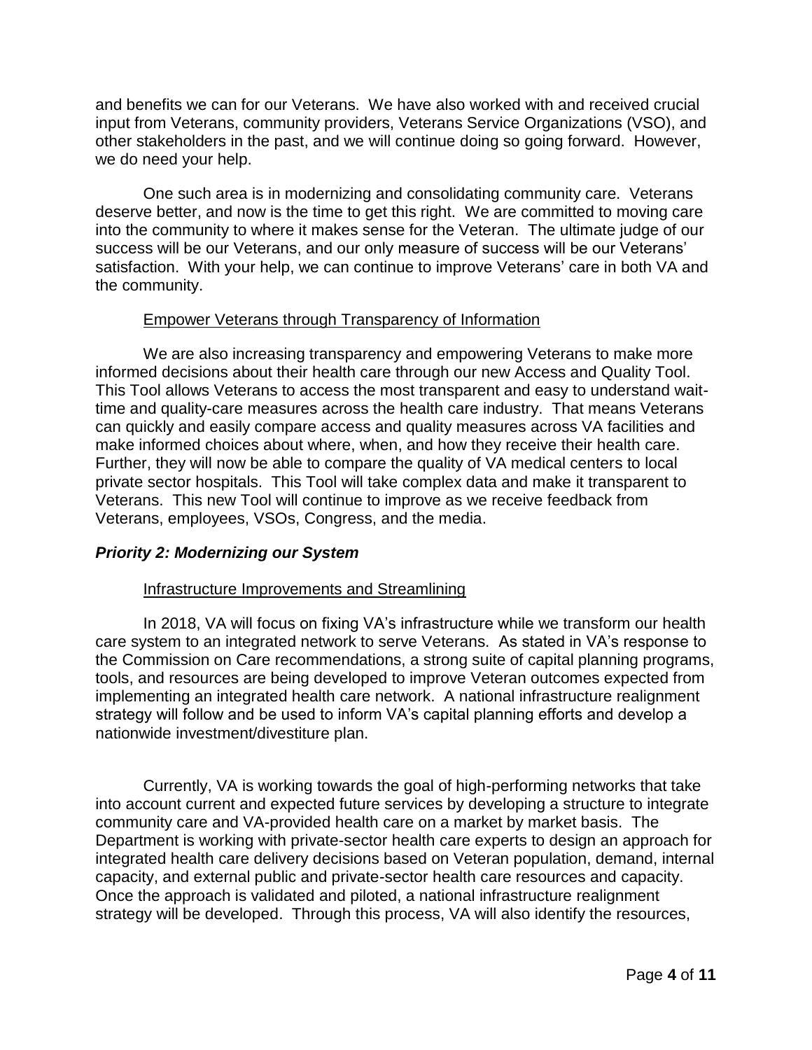and benefits we can for our Veterans. We have also worked with and received crucial input from Veterans, community providers, Veterans Service Organizations (VSO), and other stakeholders in the past, and we will continue doing so going forward. However, we do need your help.

One such area is in modernizing and consolidating community care. Veterans deserve better, and now is the time to get this right. We are committed to moving care into the community to where it makes sense for the Veteran. The ultimate judge of our success will be our Veterans, and our only measure of success will be our Veterans' satisfaction. With your help, we can continue to improve Veterans' care in both VA and the community.

<u>Empower Veterans through Transparency of Information</u>

We are also increasing transparency and empowering Veterans to make more informed decisions about their health care through our new Access and Quality Tool. This Tool allows Veterans to access the most transparent and easy to understand wait-time and quality-care measures across the health care industry. That means Veterans can quickly and easily compare access and quality measures across VA facilities and make informed choices about where, when, and how they receive their health care. Further, they will now be able to compare the quality of VA medical centers to local private sector hospitals. This Tool will take complex data and make it transparent to Veterans. This new Tool will continue to improve as we receive feedback from Veterans, employees, VSOs, Congress, and the media.

### ***Priority 2: Modernizing our System***

<u>Infrastructure Improvements and Streamlining</u>

In 2018, VA will focus on fixing VA's infrastructure while we transform our health care system to an integrated network to serve Veterans. As stated in VA's response to the Commission on Care recommendations, a strong suite of capital planning programs, tools, and resources are being developed to improve Veteran outcomes expected from implementing an integrated health care network. A national infrastructure realignment strategy will follow and be used to inform VA's capital planning efforts and develop a nationwide investment/divestiture plan.

Currently, VA is working towards the goal of high-performing networks that take into account current and expected future services by developing a structure to integrate community care and VA-provided health care on a market by market basis. The Department is working with private-sector health care experts to design an approach for integrated health care delivery decisions based on Veteran population, demand, internal capacity, and external public and private-sector health care resources and capacity. Once the approach is validated and piloted, a national infrastructure realignment strategy will be developed. Through this process, VA will also identify the resources,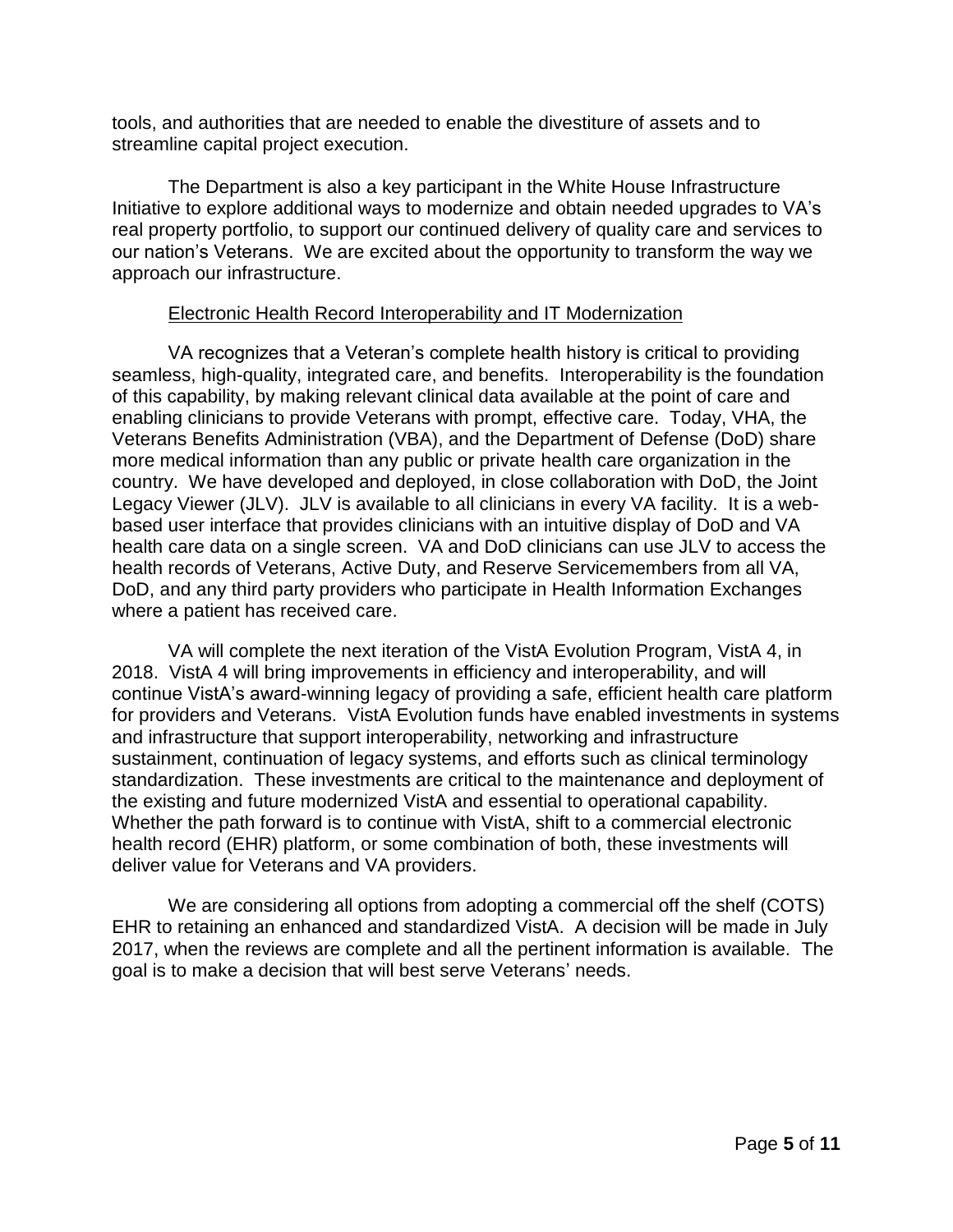tools, and authorities that are needed to enable the divestiture of assets and to streamline capital project execution.

The Department is also a key participant in the White House Infrastructure Initiative to explore additional ways to modernize and obtain needed upgrades to VA's real property portfolio, to support our continued delivery of quality care and services to our nation's Veterans. We are excited about the opportunity to transform the way we approach our infrastructure.

## Electronic Health Record Interoperability and IT Modernization

VA recognizes that a Veteran's complete health history is critical to providing seamless, high-quality, integrated care, and benefits. Interoperability is the foundation of this capability, by making relevant clinical data available at the point of care and enabling clinicians to provide Veterans with prompt, effective care. Today, VHA, the Veterans Benefits Administration (VBA), and the Department of Defense (DoD) share more medical information than any public or private health care organization in the country. We have developed and deployed, in close collaboration with DoD, the Joint Legacy Viewer (JLV). JLV is available to all clinicians in every VA facility. It is a web-based user interface that provides clinicians with an intuitive display of DoD and VA health care data on a single screen. VA and DoD clinicians can use JLV to access the health records of Veterans, Active Duty, and Reserve Servicemembers from all VA, DoD, and any third party providers who participate in Health Information Exchanges where a patient has received care.

VA will complete the next iteration of the VistA Evolution Program, VistA 4, in 2018. VistA 4 will bring improvements in efficiency and interoperability, and will continue VistA's award-winning legacy of providing a safe, efficient health care platform for providers and Veterans. VistA Evolution funds have enabled investments in systems and infrastructure that support interoperability, networking and infrastructure sustainment, continuation of legacy systems, and efforts such as clinical terminology standardization. These investments are critical to the maintenance and deployment of the existing and future modernized VistA and essential to operational capability. Whether the path forward is to continue with VistA, shift to a commercial electronic health record (EHR) platform, or some combination of both, these investments will deliver value for Veterans and VA providers.

We are considering all options from adopting a commercial off the shelf (COTS) EHR to retaining an enhanced and standardized VistA. A decision will be made in July 2017, when the reviews are complete and all the pertinent information is available. The goal is to make a decision that will best serve Veterans' needs.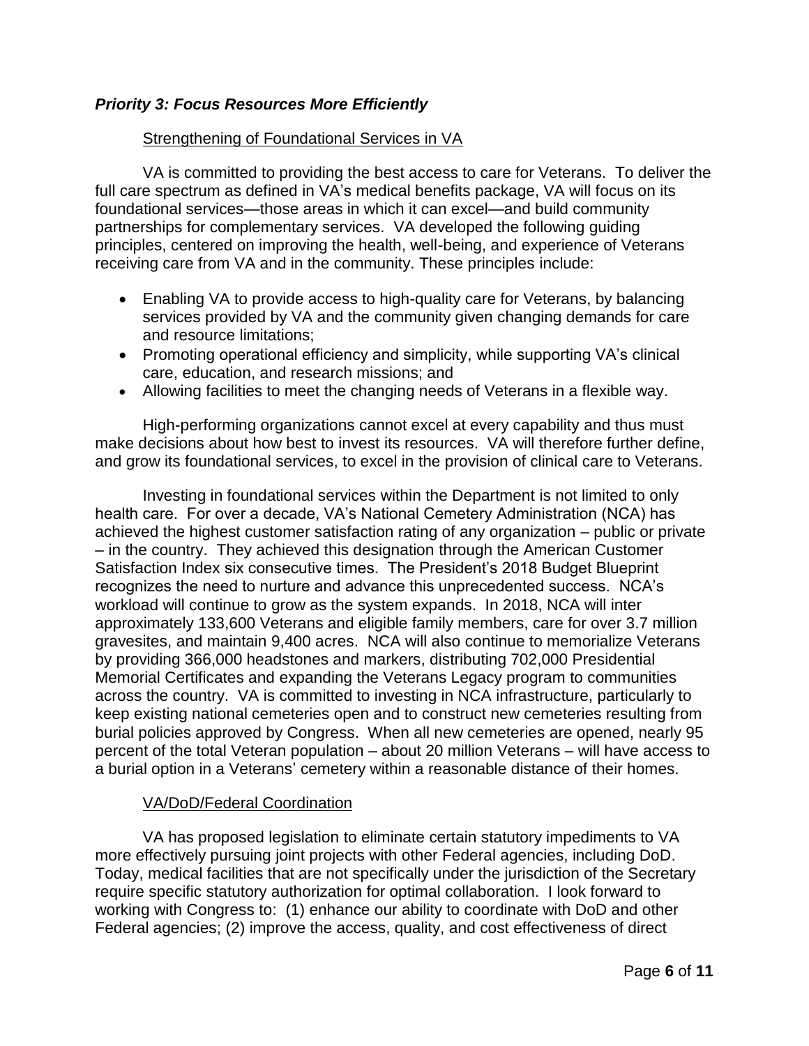### ***Priority 3: Focus Resources More Efficiently***

Strengthening of Foundational Services in VA

VA is committed to providing the best access to care for Veterans. To deliver the full care spectrum as defined in VA's medical benefits package, VA will focus on its foundational services—those areas in which it can excel—and build community partnerships for complementary services. VA developed the following guiding principles, centered on improving the health, well-being, and experience of Veterans receiving care from VA and in the community. These principles include:

- Enabling VA to provide access to high-quality care for Veterans, by balancing services provided by VA and the community given changing demands for care and resource limitations;
- Promoting operational efficiency and simplicity, while supporting VA's clinical care, education, and research missions; and
- Allowing facilities to meet the changing needs of Veterans in a flexible way.

High-performing organizations cannot excel at every capability and thus must make decisions about how best to invest its resources. VA will therefore further define, and grow its foundational services, to excel in the provision of clinical care to Veterans.

Investing in foundational services within the Department is not limited to only health care. For over a decade, VA's National Cemetery Administration (NCA) has achieved the highest customer satisfaction rating of any organization – public or private – in the country. They achieved this designation through the American Customer Satisfaction Index six consecutive times. The President's 2018 Budget Blueprint recognizes the need to nurture and advance this unprecedented success. NCA's workload will continue to grow as the system expands. In 2018, NCA will inter approximately 133,600 Veterans and eligible family members, care for over 3.7 million gravesites, and maintain 9,400 acres. NCA will also continue to memorialize Veterans by providing 366,000 headstones and markers, distributing 702,000 Presidential Memorial Certificates and expanding the Veterans Legacy program to communities across the country. VA is committed to investing in NCA infrastructure, particularly to keep existing national cemeteries open and to construct new cemeteries resulting from burial policies approved by Congress. When all new cemeteries are opened, nearly 95 percent of the total Veteran population – about 20 million Veterans – will have access to a burial option in a Veterans' cemetery within a reasonable distance of their homes.

VA/DoD/Federal Coordination

VA has proposed legislation to eliminate certain statutory impediments to VA more effectively pursuing joint projects with other Federal agencies, including DoD. Today, medical facilities that are not specifically under the jurisdiction of the Secretary require specific statutory authorization for optimal collaboration. I look forward to working with Congress to: (1) enhance our ability to coordinate with DoD and other Federal agencies; (2) improve the access, quality, and cost effectiveness of direct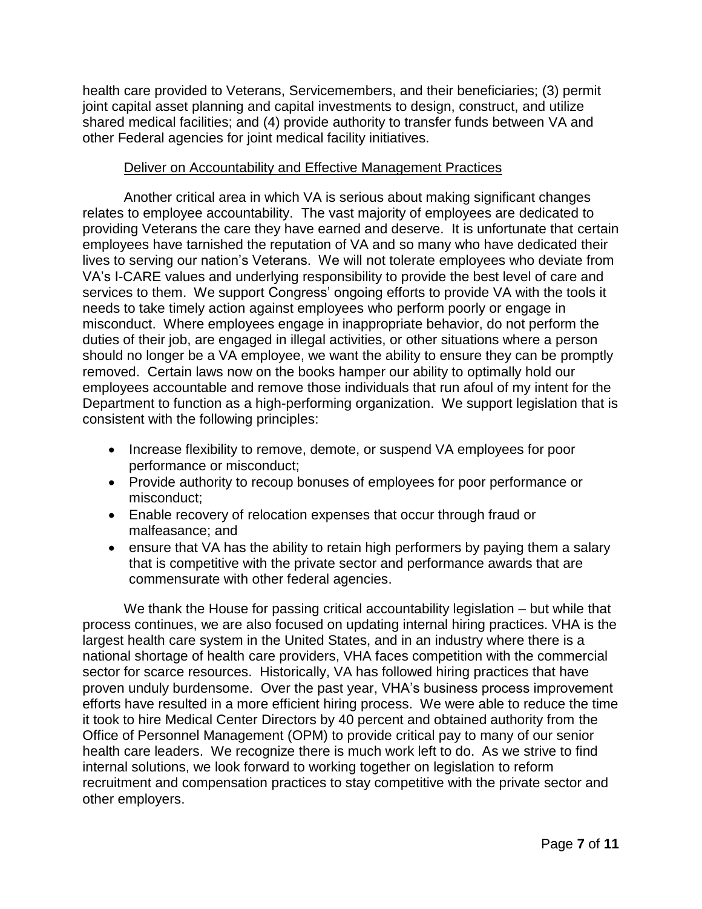health care provided to Veterans, Servicemembers, and their beneficiaries; (3) permit joint capital asset planning and capital investments to design, construct, and utilize shared medical facilities; and (4) provide authority to transfer funds between VA and other Federal agencies for joint medical facility initiatives.

<u>Deliver on Accountability and Effective Management Practices</u>

Another critical area in which VA is serious about making significant changes relates to employee accountability. The vast majority of employees are dedicated to providing Veterans the care they have earned and deserve. It is unfortunate that certain employees have tarnished the reputation of VA and so many who have dedicated their lives to serving our nation's Veterans. We will not tolerate employees who deviate from VA's I-CARE values and underlying responsibility to provide the best level of care and services to them. We support Congress' ongoing efforts to provide VA with the tools it needs to take timely action against employees who perform poorly or engage in misconduct. Where employees engage in inappropriate behavior, do not perform the duties of their job, are engaged in illegal activities, or other situations where a person should no longer be a VA employee, we want the ability to ensure they can be promptly removed. Certain laws now on the books hamper our ability to optimally hold our employees accountable and remove those individuals that run afoul of my intent for the Department to function as a high-performing organization. We support legislation that is consistent with the following principles:

- Increase flexibility to remove, demote, or suspend VA employees for poor performance or misconduct;
- Provide authority to recoup bonuses of employees for poor performance or misconduct;
- Enable recovery of relocation expenses that occur through fraud or malfeasance; and
- ensure that VA has the ability to retain high performers by paying them a salary that is competitive with the private sector and performance awards that are commensurate with other federal agencies.

We thank the House for passing critical accountability legislation – but while that process continues, we are also focused on updating internal hiring practices. VHA is the largest health care system in the United States, and in an industry where there is a national shortage of health care providers, VHA faces competition with the commercial sector for scarce resources. Historically, VA has followed hiring practices that have proven unduly burdensome. Over the past year, VHA's business process improvement efforts have resulted in a more efficient hiring process. We were able to reduce the time it took to hire Medical Center Directors by 40 percent and obtained authority from the Office of Personnel Management (OPM) to provide critical pay to many of our senior health care leaders. We recognize there is much work left to do. As we strive to find internal solutions, we look forward to working together on legislation to reform recruitment and compensation practices to stay competitive with the private sector and other employers.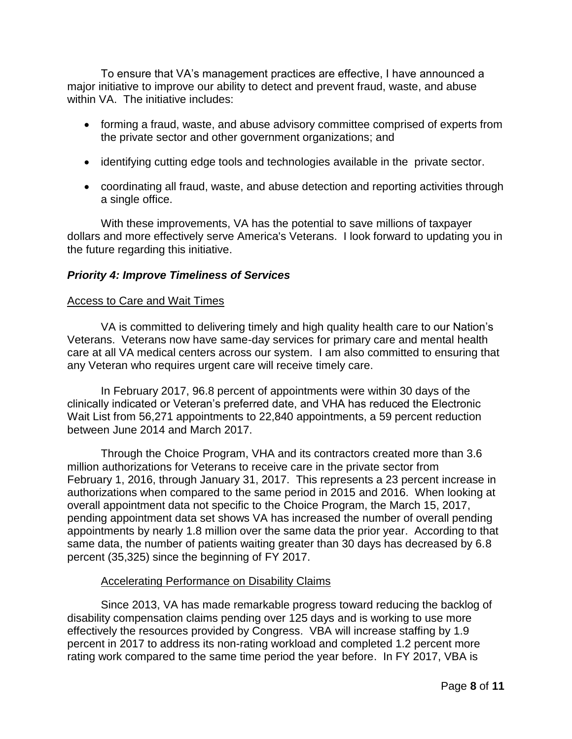To ensure that VA's management practices are effective, I have announced a major initiative to improve our ability to detect and prevent fraud, waste, and abuse within VA. The initiative includes:

- forming a fraud, waste, and abuse advisory committee comprised of experts from the private sector and other government organizations; and
- identifying cutting edge tools and technologies available in the private sector.
- coordinating all fraud, waste, and abuse detection and reporting activities through a single office.

With these improvements, VA has the potential to save millions of taxpayer dollars and more effectively serve America's Veterans. I look forward to updating you in the future regarding this initiative.

***Priority 4: Improve Timeliness of Services***

Access to Care and Wait Times

VA is committed to delivering timely and high quality health care to our Nation's Veterans. Veterans now have same-day services for primary care and mental health care at all VA medical centers across our system. I am also committed to ensuring that any Veteran who requires urgent care will receive timely care.

In February 2017, 96.8 percent of appointments were within 30 days of the clinically indicated or Veteran's preferred date, and VHA has reduced the Electronic Wait List from 56,271 appointments to 22,840 appointments, a 59 percent reduction between June 2014 and March 2017.

Through the Choice Program, VHA and its contractors created more than 3.6 million authorizations for Veterans to receive care in the private sector from February 1, 2016, through January 31, 2017. This represents a 23 percent increase in authorizations when compared to the same period in 2015 and 2016. When looking at overall appointment data not specific to the Choice Program, the March 15, 2017, pending appointment data set shows VA has increased the number of overall pending appointments by nearly 1.8 million over the same data the prior year. According to that same data, the number of patients waiting greater than 30 days has decreased by 6.8 percent (35,325) since the beginning of FY 2017.

Accelerating Performance on Disability Claims

Since 2013, VA has made remarkable progress toward reducing the backlog of disability compensation claims pending over 125 days and is working to use more effectively the resources provided by Congress. VBA will increase staffing by 1.9 percent in 2017 to address its non-rating workload and completed 1.2 percent more rating work compared to the same time period the year before. In FY 2017, VBA is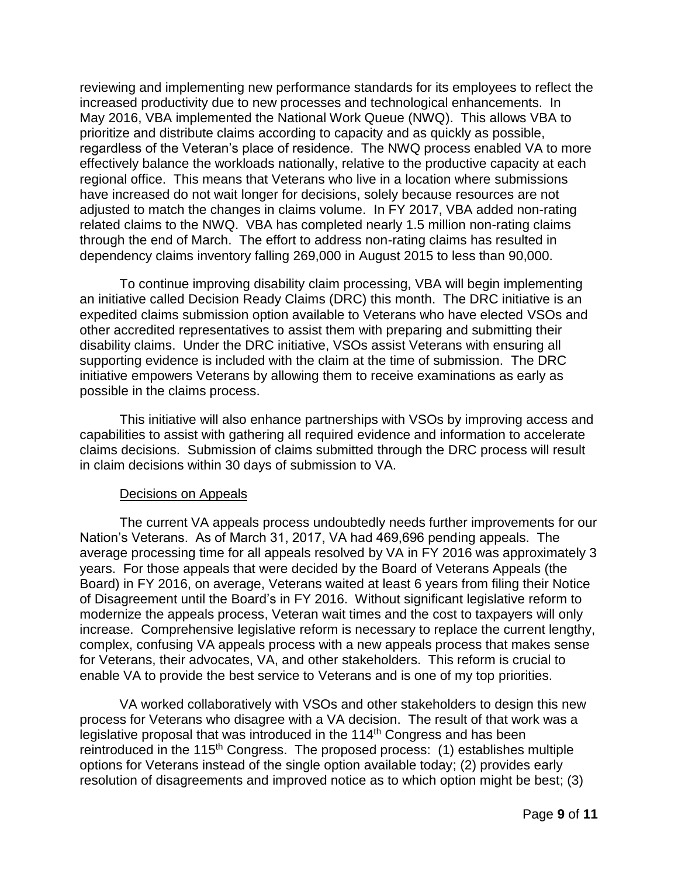reviewing and implementing new performance standards for its employees to reflect the increased productivity due to new processes and technological enhancements. In May 2016, VBA implemented the National Work Queue (NWQ). This allows VBA to prioritize and distribute claims according to capacity and as quickly as possible, regardless of the Veteran's place of residence. The NWQ process enabled VA to more effectively balance the workloads nationally, relative to the productive capacity at each regional office. This means that Veterans who live in a location where submissions have increased do not wait longer for decisions, solely because resources are not adjusted to match the changes in claims volume. In FY 2017, VBA added non-rating related claims to the NWQ. VBA has completed nearly 1.5 million non-rating claims through the end of March. The effort to address non-rating claims has resulted in dependency claims inventory falling 269,000 in August 2015 to less than 90,000.

To continue improving disability claim processing, VBA will begin implementing an initiative called Decision Ready Claims (DRC) this month. The DRC initiative is an expedited claims submission option available to Veterans who have elected VSOs and other accredited representatives to assist them with preparing and submitting their disability claims. Under the DRC initiative, VSOs assist Veterans with ensuring all supporting evidence is included with the claim at the time of submission. The DRC initiative empowers Veterans by allowing them to receive examinations as early as possible in the claims process.

This initiative will also enhance partnerships with VSOs by improving access and capabilities to assist with gathering all required evidence and information to accelerate claims decisions. Submission of claims submitted through the DRC process will result in claim decisions within 30 days of submission to VA.

Decisions on Appeals

The current VA appeals process undoubtedly needs further improvements for our Nation's Veterans. As of March 31, 2017, VA had 469,696 pending appeals. The average processing time for all appeals resolved by VA in FY 2016 was approximately 3 years. For those appeals that were decided by the Board of Veterans Appeals (the Board) in FY 2016, on average, Veterans waited at least 6 years from filing their Notice of Disagreement until the Board's in FY 2016. Without significant legislative reform to modernize the appeals process, Veteran wait times and the cost to taxpayers will only increase. Comprehensive legislative reform is necessary to replace the current lengthy, complex, confusing VA appeals process with a new appeals process that makes sense for Veterans, their advocates, VA, and other stakeholders. This reform is crucial to enable VA to provide the best service to Veterans and is one of my top priorities.

VA worked collaboratively with VSOs and other stakeholders to design this new process for Veterans who disagree with a VA decision. The result of that work was a legislative proposal that was introduced in the 114th Congress and has been reintroduced in the 115th Congress. The proposed process: (1) establishes multiple options for Veterans instead of the single option available today; (2) provides early resolution of disagreements and improved notice as to which option might be best; (3)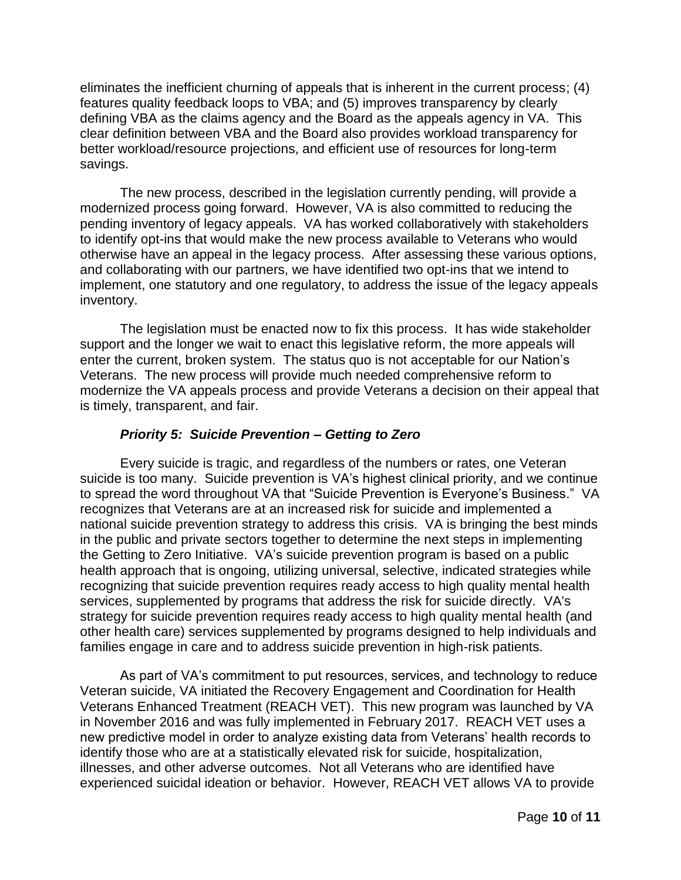eliminates the inefficient churning of appeals that is inherent in the current process; (4) features quality feedback loops to VBA; and (5) improves transparency by clearly defining VBA as the claims agency and the Board as the appeals agency in VA. This clear definition between VBA and the Board also provides workload transparency for better workload/resource projections, and efficient use of resources for long-term savings.

The new process, described in the legislation currently pending, will provide a modernized process going forward. However, VA is also committed to reducing the pending inventory of legacy appeals. VA has worked collaboratively with stakeholders to identify opt-ins that would make the new process available to Veterans who would otherwise have an appeal in the legacy process. After assessing these various options, and collaborating with our partners, we have identified two opt-ins that we intend to implement, one statutory and one regulatory, to address the issue of the legacy appeals inventory.

The legislation must be enacted now to fix this process. It has wide stakeholder support and the longer we wait to enact this legislative reform, the more appeals will enter the current, broken system. The status quo is not acceptable for our Nation's Veterans. The new process will provide much needed comprehensive reform to modernize the VA appeals process and provide Veterans a decision on their appeal that is timely, transparent, and fair.

### *Priority 5: Suicide Prevention – Getting to Zero*

Every suicide is tragic, and regardless of the numbers or rates, one Veteran suicide is too many. Suicide prevention is VA's highest clinical priority, and we continue to spread the word throughout VA that "Suicide Prevention is Everyone's Business." VA recognizes that Veterans are at an increased risk for suicide and implemented a national suicide prevention strategy to address this crisis. VA is bringing the best minds in the public and private sectors together to determine the next steps in implementing the Getting to Zero Initiative. VA's suicide prevention program is based on a public health approach that is ongoing, utilizing universal, selective, indicated strategies while recognizing that suicide prevention requires ready access to high quality mental health services, supplemented by programs that address the risk for suicide directly. VA's strategy for suicide prevention requires ready access to high quality mental health (and other health care) services supplemented by programs designed to help individuals and families engage in care and to address suicide prevention in high-risk patients.

As part of VA's commitment to put resources, services, and technology to reduce Veteran suicide, VA initiated the Recovery Engagement and Coordination for Health Veterans Enhanced Treatment (REACH VET). This new program was launched by VA in November 2016 and was fully implemented in February 2017. REACH VET uses a new predictive model in order to analyze existing data from Veterans' health records to identify those who are at a statistically elevated risk for suicide, hospitalization, illnesses, and other adverse outcomes. Not all Veterans who are identified have experienced suicidal ideation or behavior. However, REACH VET allows VA to provide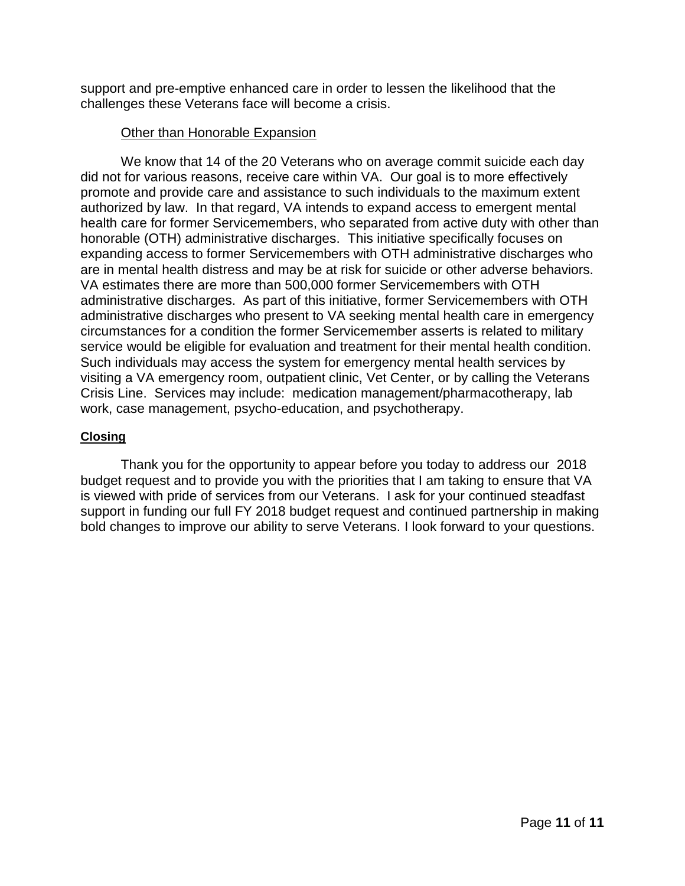support and pre-emptive enhanced care in order to lessen the likelihood that the challenges these Veterans face will become a crisis.

Other than Honorable Expansion

We know that 14 of the 20 Veterans who on average commit suicide each day did not for various reasons, receive care within VA. Our goal is to more effectively promote and provide care and assistance to such individuals to the maximum extent authorized by law. In that regard, VA intends to expand access to emergent mental health care for former Servicemembers, who separated from active duty with other than honorable (OTH) administrative discharges. This initiative specifically focuses on expanding access to former Servicemembers with OTH administrative discharges who are in mental health distress and may be at risk for suicide or other adverse behaviors. VA estimates there are more than 500,000 former Servicemembers with OTH administrative discharges. As part of this initiative, former Servicemembers with OTH administrative discharges who present to VA seeking mental health care in emergency circumstances for a condition the former Servicemember asserts is related to military service would be eligible for evaluation and treatment for their mental health condition. Such individuals may access the system for emergency mental health services by visiting a VA emergency room, outpatient clinic, Vet Center, or by calling the Veterans Crisis Line. Services may include: medication management/pharmacotherapy, lab work, case management, psycho-education, and psychotherapy.

**Closing**

Thank you for the opportunity to appear before you today to address our 2018 budget request and to provide you with the priorities that I am taking to ensure that VA is viewed with pride of services from our Veterans. I ask for your continued steadfast support in funding our full FY 2018 budget request and continued partnership in making bold changes to improve our ability to serve Veterans. I look forward to your questions.